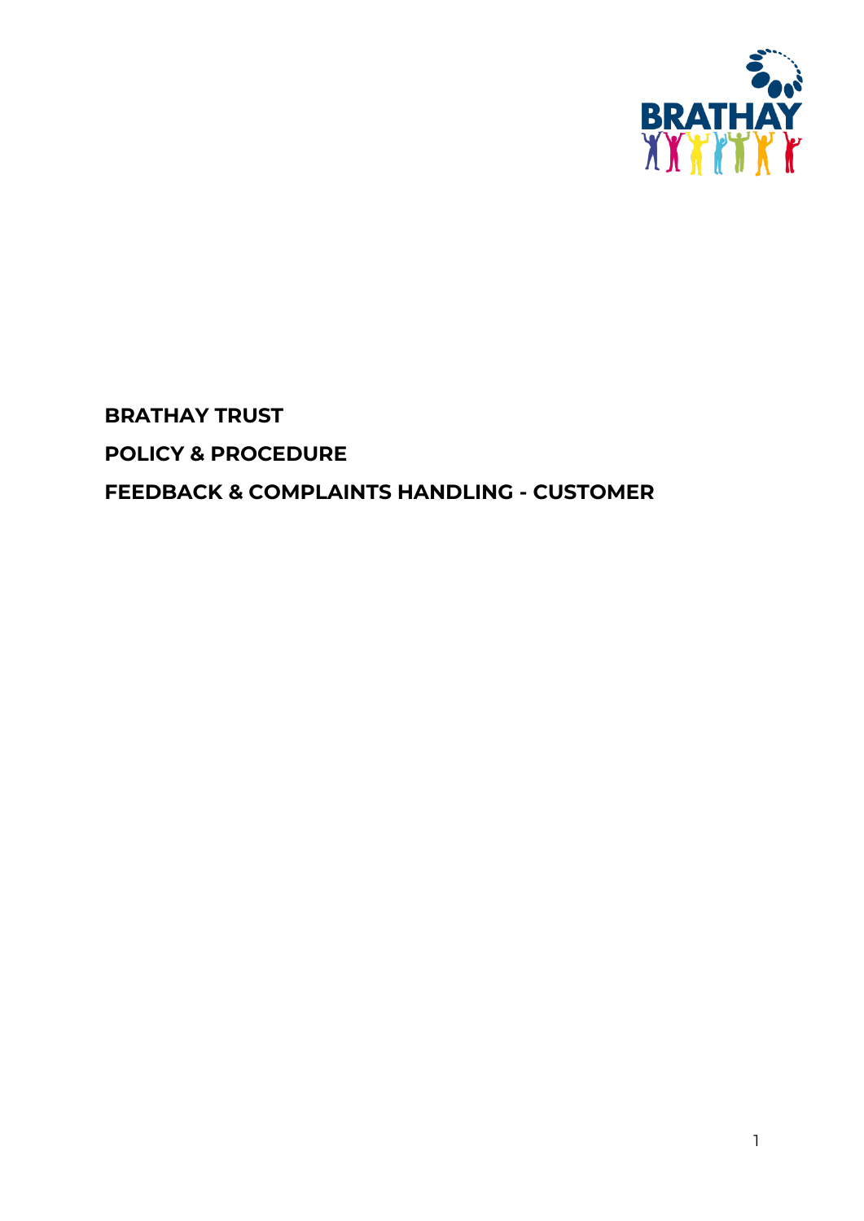# BRATHAY TRUST

## POLICY & PROCEDURE

## FEEDBACK & COMPLAINTS HANDLING - CUSTOMER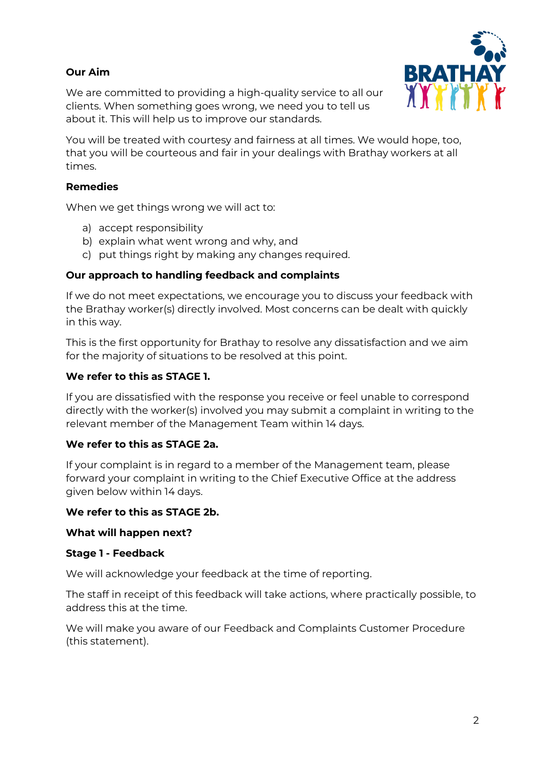**Our Aim**

We are committed to providing a high-quality service to all our clients. When something goes wrong, we need you to tell us about it. This will help us to improve our standards.

You will be treated with courtesy and fairness at all times. We would hope, too, that you will be courteous and fair in your dealings with Brathay workers at all times.

**Remedies**

When we get things wrong we will act to:

a) accept responsibility
b) explain what went wrong and why, and
c) put things right by making any changes required.

**Our approach to handling feedback and complaints**

If we do not meet expectations, we encourage you to discuss your feedback with the Brathay worker(s) directly involved. Most concerns can be dealt with quickly in this way.

This is the first opportunity for Brathay to resolve any dissatisfaction and we aim for the majority of situations to be resolved at this point.

**We refer to this as STAGE 1.**

If you are dissatisfied with the response you receive or feel unable to correspond directly with the worker(s) involved you may submit a complaint in writing to the relevant member of the Management Team within 14 days.

**We refer to this as STAGE 2a.**

If your complaint is in regard to a member of the Management team, please forward your complaint in writing to the Chief Executive Office at the address given below within 14 days.

**We refer to this as STAGE 2b.**

**What will happen next?**

**Stage 1 - Feedback**

We will acknowledge your feedback at the time of reporting.

The staff in receipt of this feedback will take actions, where practically possible, to address this at the time.

We will make you aware of our Feedback and Complaints Customer Procedure (this statement).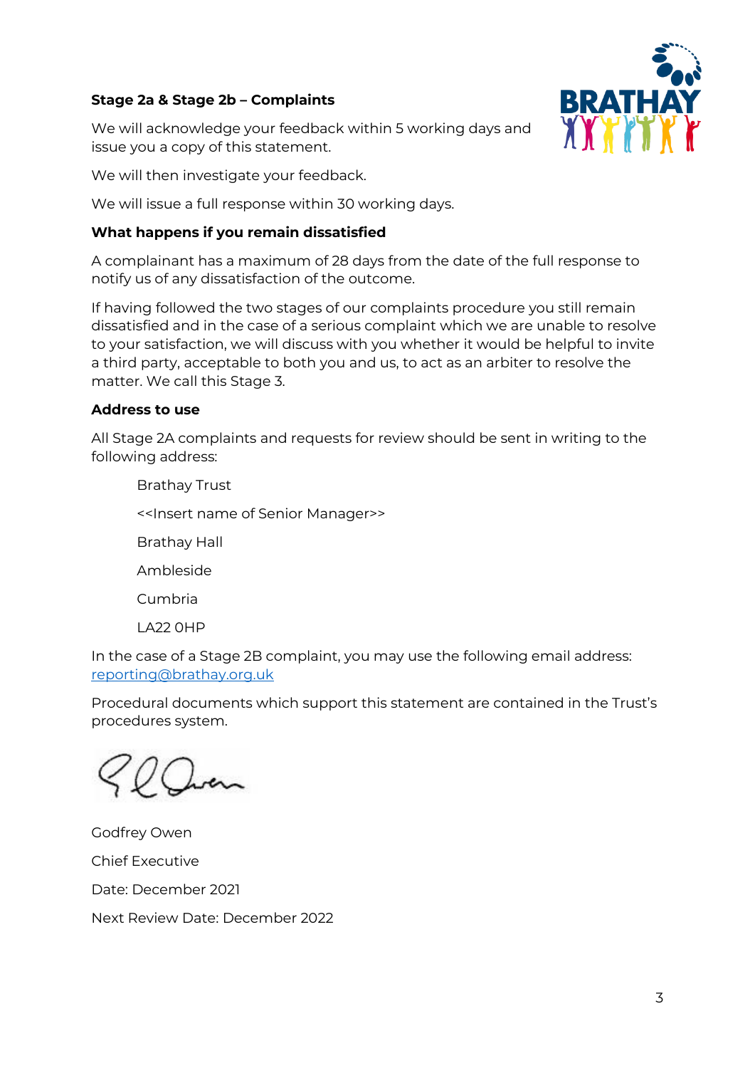**Stage 2a & Stage 2b – Complaints**

We will acknowledge your feedback within 5 working days and issue you a copy of this statement.

We will then investigate your feedback.

We will issue a full response within 30 working days.

**What happens if you remain dissatisfied**

A complainant has a maximum of 28 days from the date of the full response to notify us of any dissatisfaction of the outcome.

If having followed the two stages of our complaints procedure you still remain dissatisfied and in the case of a serious complaint which we are unable to resolve to your satisfaction, we will discuss with you whether it would be helpful to invite a third party, acceptable to both you and us, to act as an arbiter to resolve the matter. We call this Stage 3.

**Address to use**

All Stage 2A complaints and requests for review should be sent in writing to the following address:

Brathay Trust

<<Insert name of Senior Manager>>

Brathay Hall

Ambleside

Cumbria

LA22 0HP

In the case of a Stage 2B complaint, you may use the following email address: reporting@brathay.org.uk

Procedural documents which support this statement are contained in the Trust's procedures system.

Godfrey Owen

Chief Executive

Date: December 2021

Next Review Date: December 2022